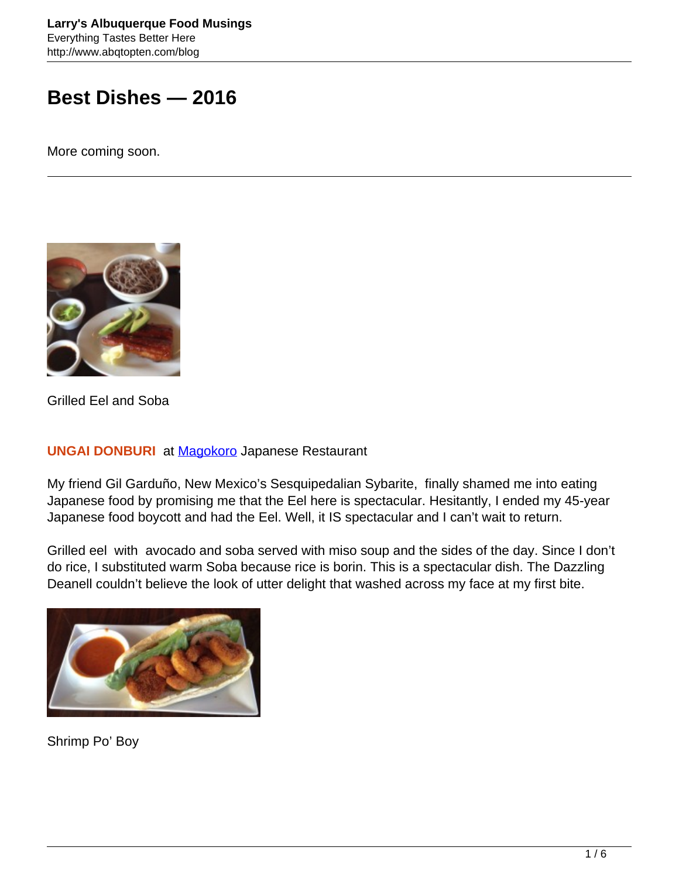# Best Dishes — 2016

More coming soon.

---

Grilled Eel and Soba

**UNGAI DONBURI** at [Magokoro](Magokoro) Japanese Restaurant

My friend Gil Garduño, New Mexico's Sesquipedalian Sybarite, finally shamed me into eating Japanese food by promising me that the Eel here is spectacular. Hesitantly, I ended my 45-year Japanese food boycott and had the Eel. Well, it IS spectacular and I can't wait to return.

Grilled eel with avocado and soba served with miso soup and the sides of the day. Since I don't do rice, I substituted warm Soba because rice is borin. This is a spectacular dish. The Dazzling Deanell couldn't believe the look of utter delight that washed across my face at my first bite.

Shrimp Po' Boy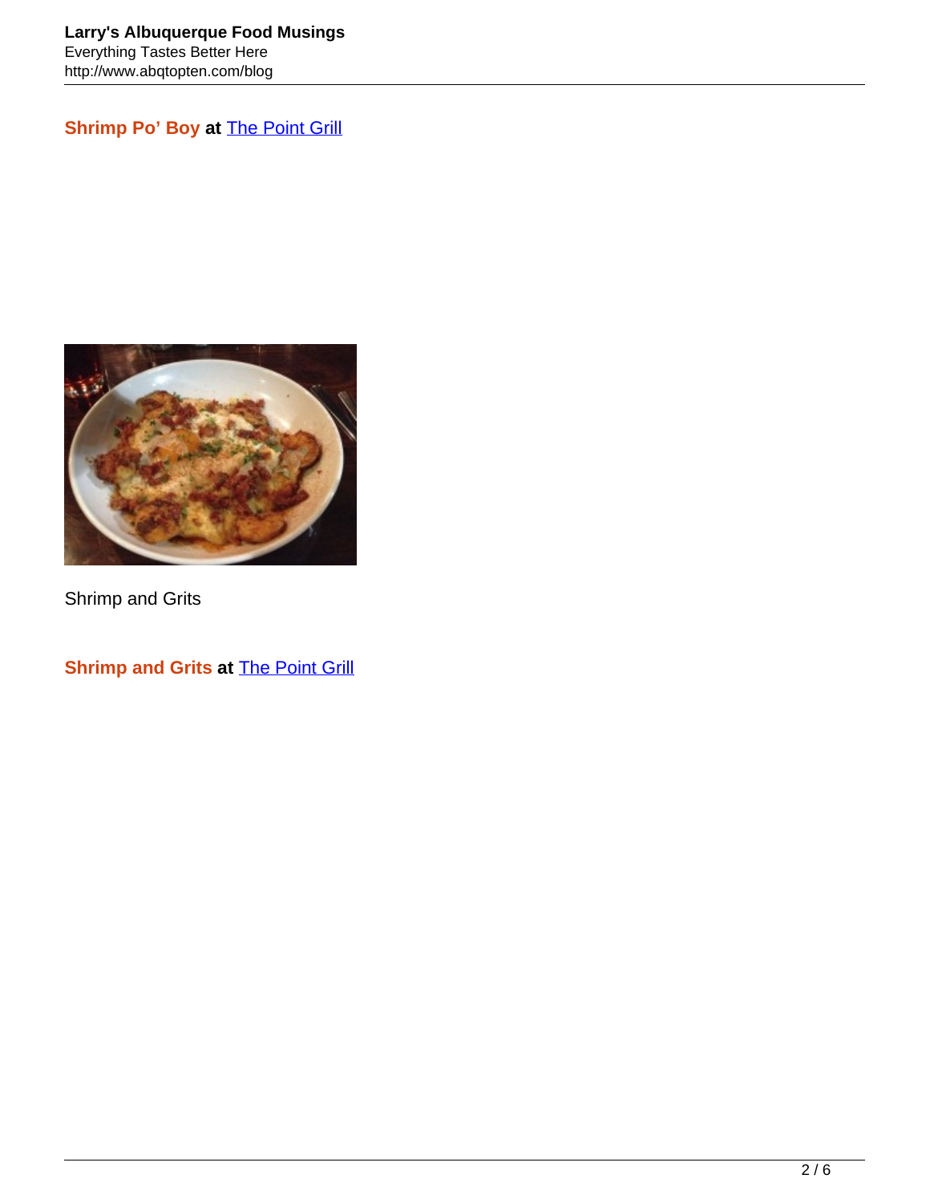**Shrimp Po' Boy at The Point Grill**

Shrimp and Grits

**Shrimp and Grits at The Point Grill**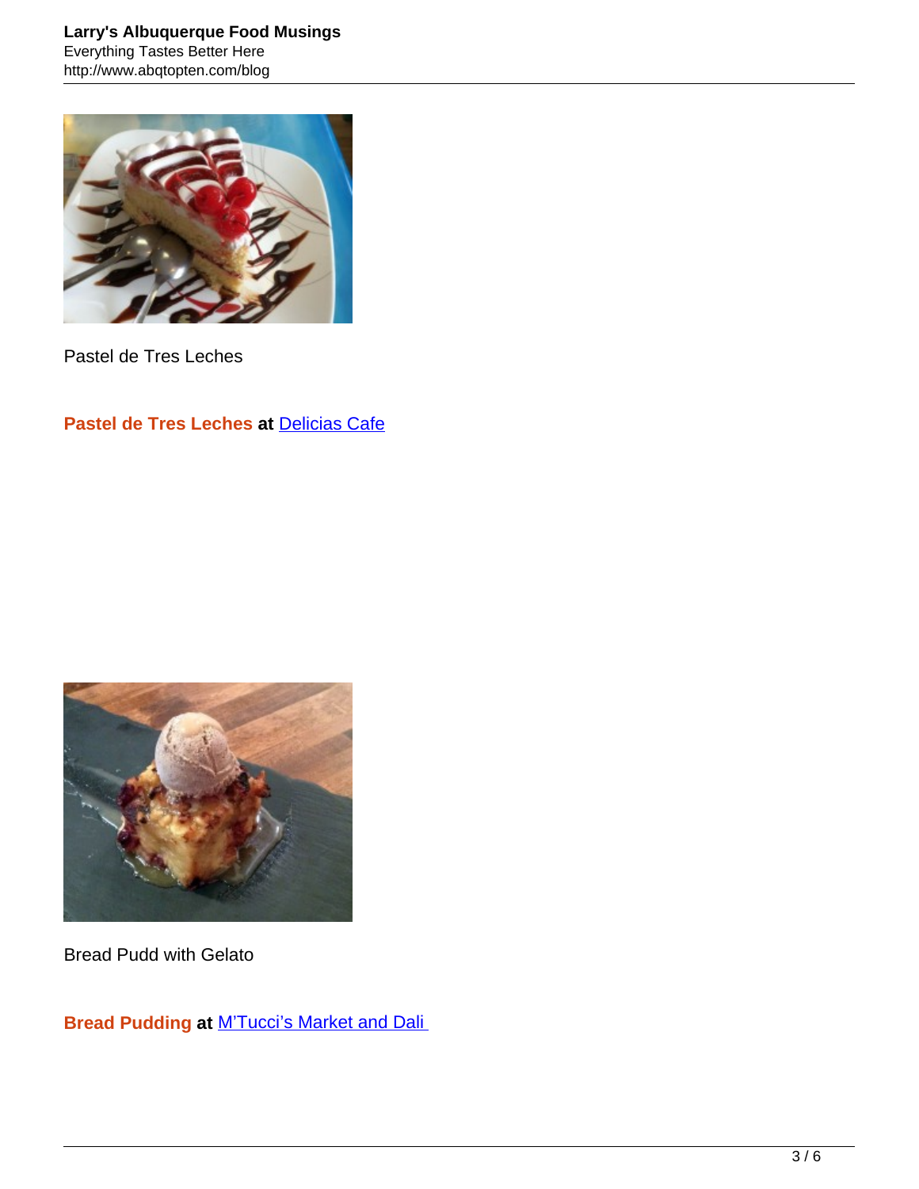Pastel de Tres Leches

**Pastel de Tres Leches** **at** [Delicias Cafe]()

Bread Pudd with Gelato

**Bread Pudding** **at** [M'Tucci's Market and Dali ]()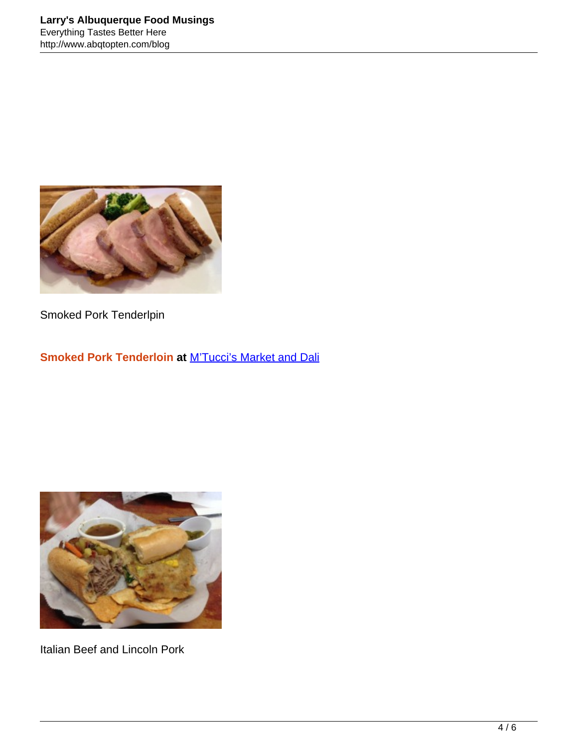Smoked Pork Tenderlpin

**Smoked Pork Tenderloin at [M'Tucci's Market and Dali]**

Italian Beef and Lincoln Pork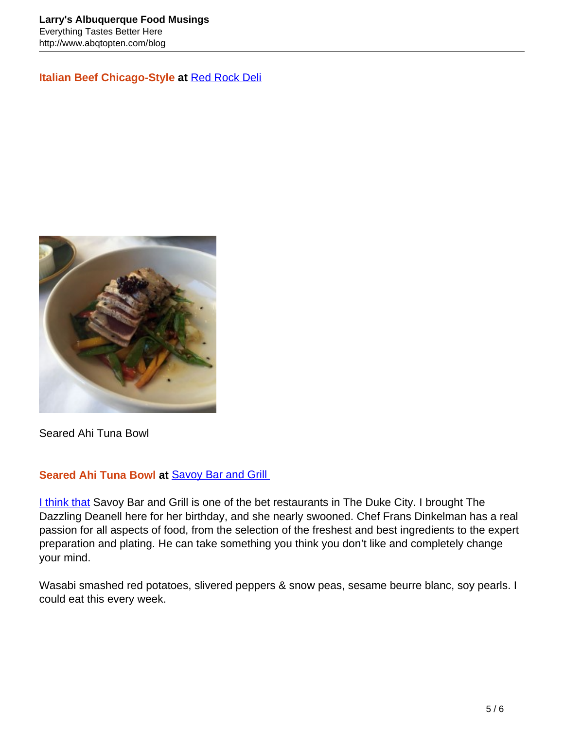**Italian Beef Chicago-Style** **at** [Red Rock Deli]()

Seared Ahi Tuna Bowl

**Seared Ahi Tuna Bowl** **at** [Savoy Bar and Grill]()

[I think that]() Savoy Bar and Grill is one of the bet restaurants in The Duke City. I brought The Dazzling Deanell here for her birthday, and she nearly swooned. Chef Frans Dinkelman has a real passion for all aspects of food, from the selection of the freshest and best ingredients to the expert preparation and plating. He can take something you think you don't like and completely change your mind.

Wasabi smashed red potatoes, slivered peppers & snow peas, sesame beurre blanc, soy pearls. I could eat this every week.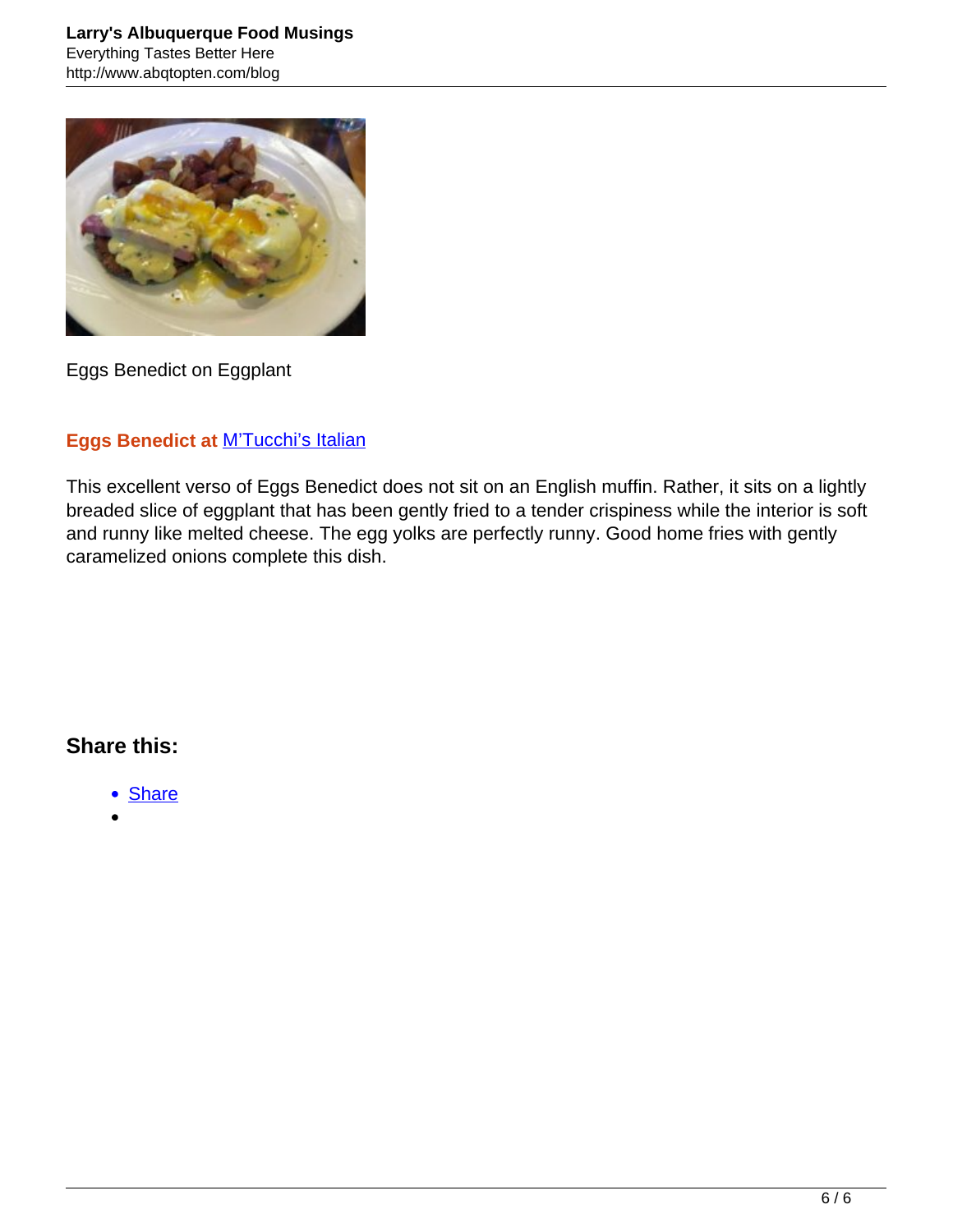Eggs Benedict on Eggplant

**Eggs Benedict at M'Tucchi's Italian**

This excellent verso of Eggs Benedict does not sit on an English muffin. Rather, it sits on a lightly breaded slice of eggplant that has been gently fried to a tender crispiness while the interior is soft and runny like melted cheese. The egg yolks are perfectly runny. Good home fries with gently caramelized onions complete this dish.

### Share this:

- Share
-